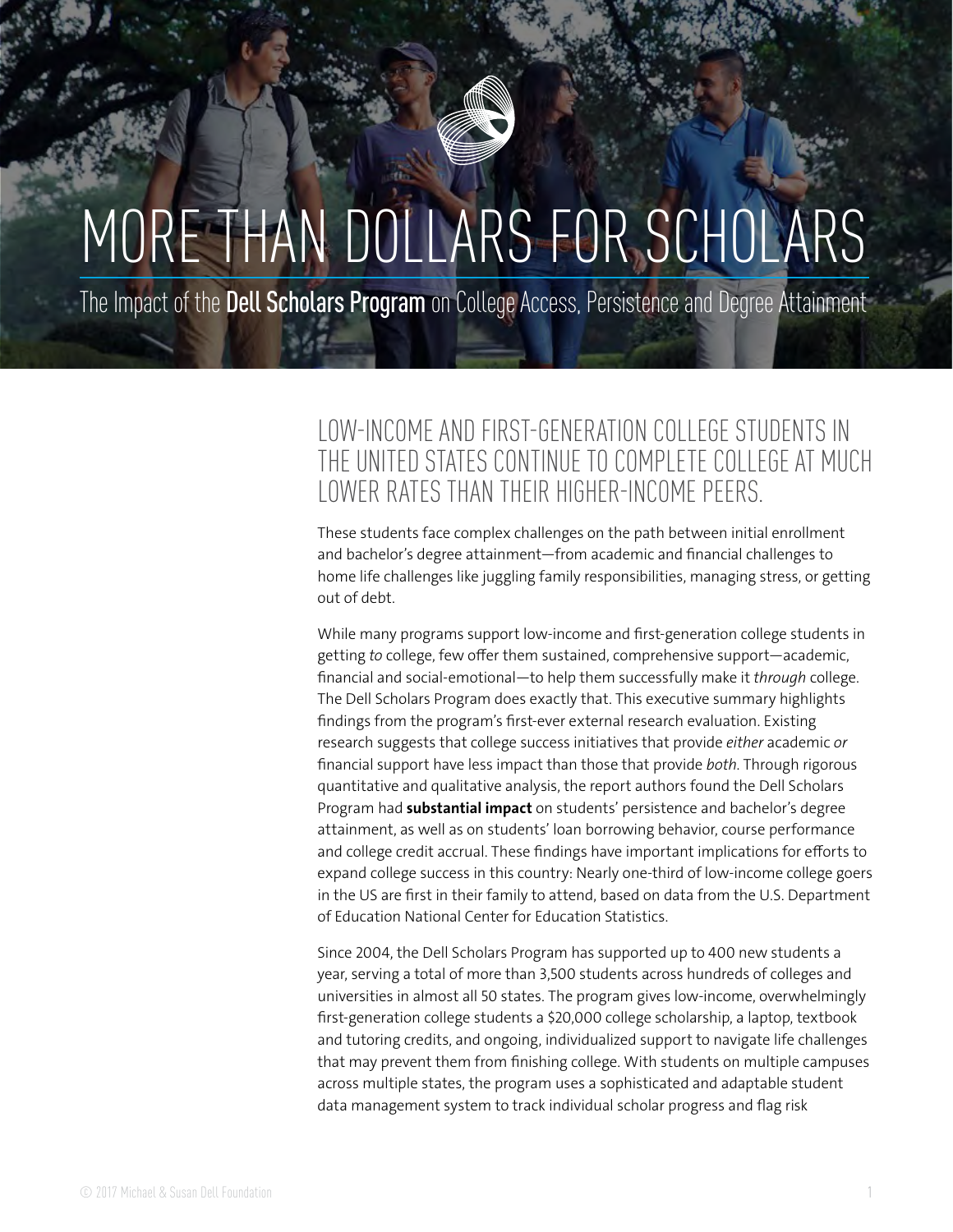# MORE THAN DOLLARS FOR SCHOLARS

## The Impact of the **Dell Scholars Program** on College Access, Persistence and Degree Attainment

### LOW-INCOME AND FIRST-GENERATION COLLEGE STUDENTS IN THE UNITED STATES CONTINUE TO COMPLETE COLLEGE AT MUCH LOWER RATES THAN THEIR HIGHER-INCOME PEERS.

These students face complex challenges on the path between initial enrollment and bachelor's degree attainment—from academic and financial challenges to home life challenges like juggling family responsibilities, managing stress, or getting out of debt.

While many programs support low-income and first-generation college students in getting *to* college, few offer them sustained, comprehensive support—academic, financial and social-emotional—to help them successfully make it *through* college. The Dell Scholars Program does exactly that. This executive summary highlights findings from the program's first-ever external research evaluation. Existing research suggests that college success initiatives that provide *either* academic *or* financial support have less impact than those that provide *both*. Through rigorous quantitative and qualitative analysis, the report authors found the Dell Scholars Program had **substantial impact** on students' persistence and bachelor's degree attainment, as well as on students' loan borrowing behavior, course performance and college credit accrual. These findings have important implications for efforts to expand college success in this country: Nearly one-third of low-income college goers in the US are first in their family to attend, based on data from the U.S. Department of Education National Center for Education Statistics.

Since 2004, the Dell Scholars Program has supported up to 400 new students a year, serving a total of more than 3,500 students across hundreds of colleges and universities in almost all 50 states. The program gives low-income, overwhelmingly first-generation college students a $20,000 college scholarship, a laptop, textbook and tutoring credits, and ongoing, individualized support to navigate life challenges that may prevent them from finishing college. With students on multiple campuses across multiple states, the program uses a sophisticated and adaptable student data management system to track individual scholar progress and flag risk

© 2017 Michael & Susan Dell Foundation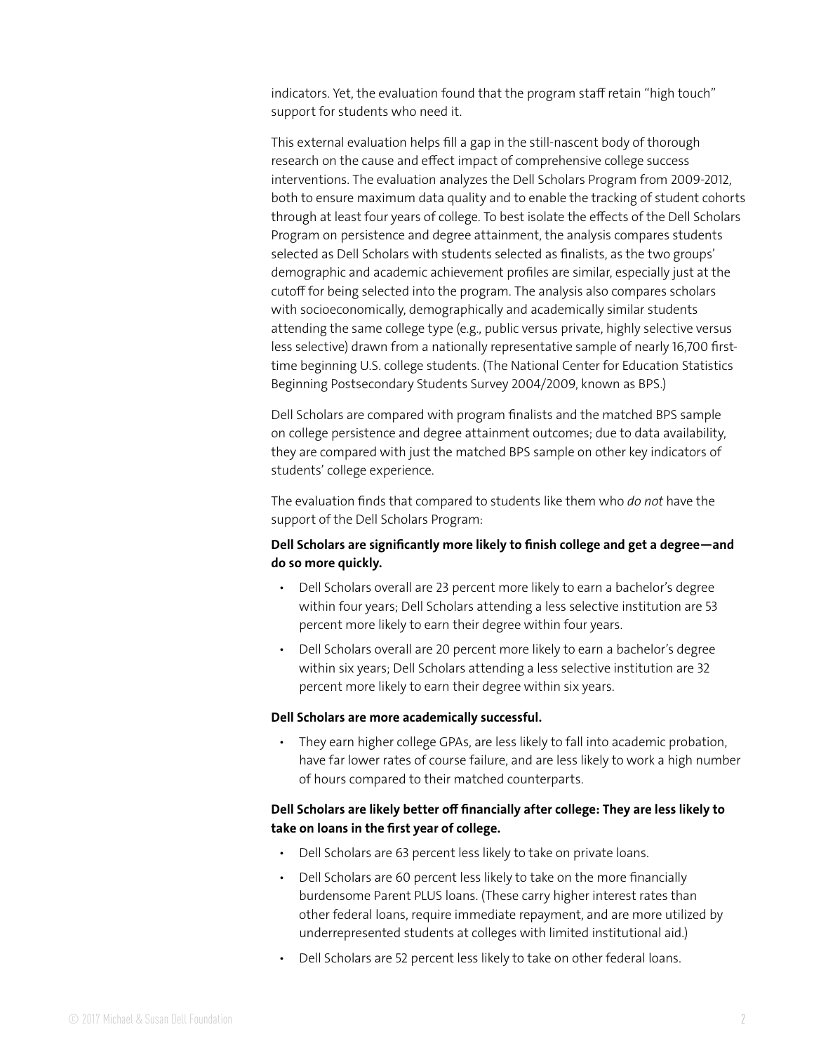indicators. Yet, the evaluation found that the program staff retain "high touch" support for students who need it.

This external evaluation helps fill a gap in the still-nascent body of thorough research on the cause and effect impact of comprehensive college success interventions. The evaluation analyzes the Dell Scholars Program from 2009-2012, both to ensure maximum data quality and to enable the tracking of student cohorts through at least four years of college. To best isolate the effects of the Dell Scholars Program on persistence and degree attainment, the analysis compares students selected as Dell Scholars with students selected as finalists, as the two groups' demographic and academic achievement profiles are similar, especially just at the cutoff for being selected into the program. The analysis also compares scholars with socioeconomically, demographically and academically similar students attending the same college type (e.g., public versus private, highly selective versus less selective) drawn from a nationally representative sample of nearly 16,700 first-time beginning U.S. college students. (The National Center for Education Statistics Beginning Postsecondary Students Survey 2004/2009, known as BPS.)

Dell Scholars are compared with program finalists and the matched BPS sample on college persistence and degree attainment outcomes; due to data availability, they are compared with just the matched BPS sample on other key indicators of students' college experience.

The evaluation finds that compared to students like them who *do not* have the support of the Dell Scholars Program:

**Dell Scholars are significantly more likely to finish college and get a degree—and do so more quickly.**

- Dell Scholars overall are 23 percent more likely to earn a bachelor's degree within four years; Dell Scholars attending a less selective institution are 53 percent more likely to earn their degree within four years.
- Dell Scholars overall are 20 percent more likely to earn a bachelor's degree within six years; Dell Scholars attending a less selective institution are 32 percent more likely to earn their degree within six years.

**Dell Scholars are more academically successful.**

- They earn higher college GPAs, are less likely to fall into academic probation, have far lower rates of course failure, and are less likely to work a high number of hours compared to their matched counterparts.

**Dell Scholars are likely better off financially after college: They are less likely to take on loans in the first year of college.**

- Dell Scholars are 63 percent less likely to take on private loans.
- Dell Scholars are 60 percent less likely to take on the more financially burdensome Parent PLUS loans. (These carry higher interest rates than other federal loans, require immediate repayment, and are more utilized by underrepresented students at colleges with limited institutional aid.)
- Dell Scholars are 52 percent less likely to take on other federal loans.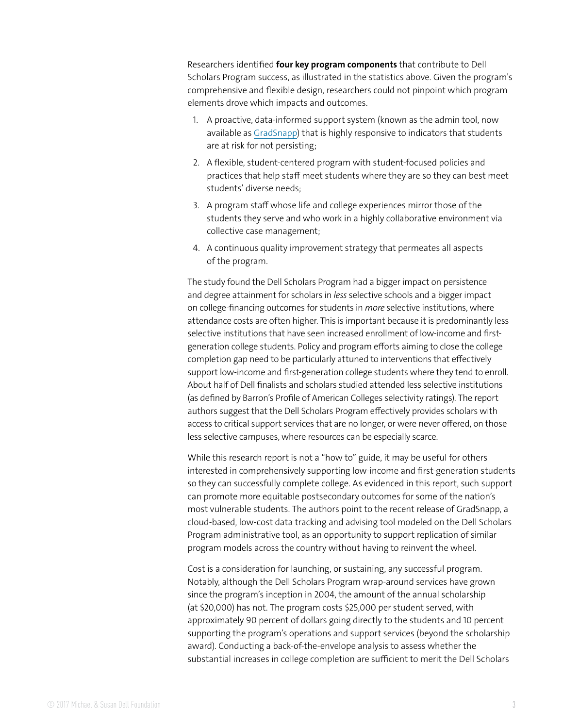Researchers identified **four key program components** that contribute to Dell Scholars Program success, as illustrated in the statistics above. Given the program's comprehensive and flexible design, researchers could not pinpoint which program elements drove which impacts and outcomes.

1. A proactive, data-informed support system (known as the admin tool, now available as GradSnapp) that is highly responsive to indicators that students are at risk for not persisting;
2. A flexible, student-centered program with student-focused policies and practices that help staff meet students where they are so they can best meet students' diverse needs;
3. A program staff whose life and college experiences mirror those of the students they serve and who work in a highly collaborative environment via collective case management;
4. A continuous quality improvement strategy that permeates all aspects of the program.

The study found the Dell Scholars Program had a bigger impact on persistence and degree attainment for scholars in *less* selective schools and a bigger impact on college-financing outcomes for students in *more* selective institutions, where attendance costs are often higher. This is important because it is predominantly less selective institutions that have seen increased enrollment of low-income and first-generation college students. Policy and program efforts aiming to close the college completion gap need to be particularly attuned to interventions that effectively support low-income and first-generation college students where they tend to enroll. About half of Dell finalists and scholars studied attended less selective institutions (as defined by Barron's Profile of American Colleges selectivity ratings). The report authors suggest that the Dell Scholars Program effectively provides scholars with access to critical support services that are no longer, or were never offered, on those less selective campuses, where resources can be especially scarce.

While this research report is not a "how to" guide, it may be useful for others interested in comprehensively supporting low-income and first-generation students so they can successfully complete college. As evidenced in this report, such support can promote more equitable postsecondary outcomes for some of the nation's most vulnerable students. The authors point to the recent release of GradSnapp, a cloud-based, low-cost data tracking and advising tool modeled on the Dell Scholars Program administrative tool, as an opportunity to support replication of similar program models across the country without having to reinvent the wheel.

Cost is a consideration for launching, or sustaining, any successful program. Notably, although the Dell Scholars Program wrap-around services have grown since the program's inception in 2004, the amount of the annual scholarship (at $20,000) has not. The program costs $25,000 per student served, with approximately 90 percent of dollars going directly to the students and 10 percent supporting the program's operations and support services (beyond the scholarship award). Conducting a back-of-the-envelope analysis to assess whether the substantial increases in college completion are sufficient to merit the Dell Scholars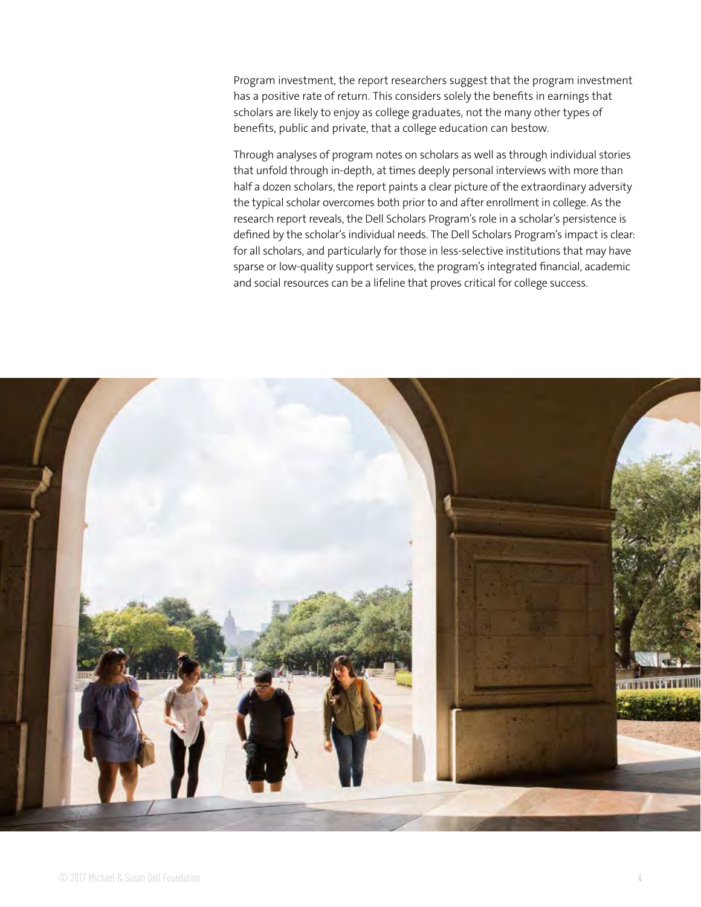Program investment, the report researchers suggest that the program investment has a positive rate of return. This considers solely the benefits in earnings that scholars are likely to enjoy as college graduates, not the many other types of benefits, public and private, that a college education can bestow.

Through analyses of program notes on scholars as well as through individual stories that unfold through in-depth, at times deeply personal interviews with more than half a dozen scholars, the report paints a clear picture of the extraordinary adversity the typical scholar overcomes both prior to and after enrollment in college. As the research report reveals, the Dell Scholars Program's role in a scholar's persistence is defined by the scholar's individual needs. The Dell Scholars Program's impact is clear: for all scholars, and particularly for those in less-selective institutions that may have sparse or low-quality support services, the program's integrated financial, academic and social resources can be a lifeline that proves critical for college success.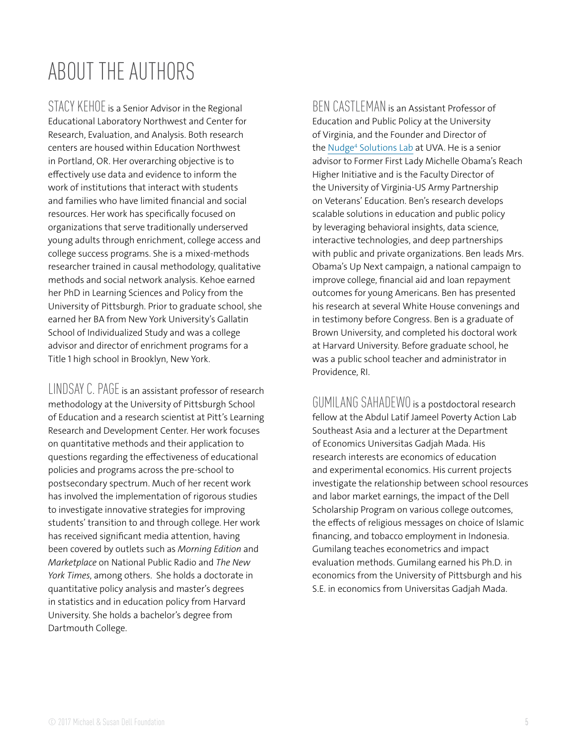# ABOUT THE AUTHORS

STACY KEHOE is a Senior Advisor in the Regional Educational Laboratory Northwest and Center for Research, Evaluation, and Analysis. Both research centers are housed within Education Northwest in Portland, OR. Her overarching objective is to effectively use data and evidence to inform the work of institutions that interact with students and families who have limited financial and social resources. Her work has specifically focused on organizations that serve traditionally underserved young adults through enrichment, college access and college success programs. She is a mixed-methods researcher trained in causal methodology, qualitative methods and social network analysis. Kehoe earned her PhD in Learning Sciences and Policy from the University of Pittsburgh. Prior to graduate school, she earned her BA from New York University's Gallatin School of Individualized Study and was a college advisor and director of enrichment programs for a Title 1 high school in Brooklyn, New York.

LINDSAY C. PAGE is an assistant professor of research methodology at the University of Pittsburgh School of Education and a research scientist at Pitt's Learning Research and Development Center. Her work focuses on quantitative methods and their application to questions regarding the effectiveness of educational policies and programs across the pre-school to postsecondary spectrum. Much of her recent work has involved the implementation of rigorous studies to investigate innovative strategies for improving students' transition to and through college. Her work has received significant media attention, having been covered by outlets such as *Morning Edition* and *Marketplace* on National Public Radio and *The New York Times*, among others. She holds a doctorate in quantitative policy analysis and master's degrees in statistics and in education policy from Harvard University. She holds a bachelor's degree from Dartmouth College.

BEN CASTLEMAN is an Assistant Professor of Education and Public Policy at the University of Virginia, and the Founder and Director of the Nudge[4] Solutions Lab at UVA. He is a senior advisor to Former First Lady Michelle Obama's Reach Higher Initiative and is the Faculty Director of the University of Virginia-US Army Partnership on Veterans' Education. Ben's research develops scalable solutions in education and public policy by leveraging behavioral insights, data science, interactive technologies, and deep partnerships with public and private organizations. Ben leads Mrs. Obama's Up Next campaign, a national campaign to improve college, financial aid and loan repayment outcomes for young Americans. Ben has presented his research at several White House convenings and in testimony before Congress. Ben is a graduate of Brown University, and completed his doctoral work at Harvard University. Before graduate school, he was a public school teacher and administrator in Providence, RI.

GUMILANG SAHADEWO is a postdoctoral research fellow at the Abdul Latif Jameel Poverty Action Lab Southeast Asia and a lecturer at the Department of Economics Universitas Gadjah Mada. His research interests are economics of education and experimental economics. His current projects investigate the relationship between school resources and labor market earnings, the impact of the Dell Scholarship Program on various college outcomes, the effects of religious messages on choice of Islamic financing, and tobacco employment in Indonesia. Gumilang teaches econometrics and impact evaluation methods. Gumilang earned his Ph.D. in economics from the University of Pittsburgh and his S.E. in economics from Universitas Gadjah Mada.